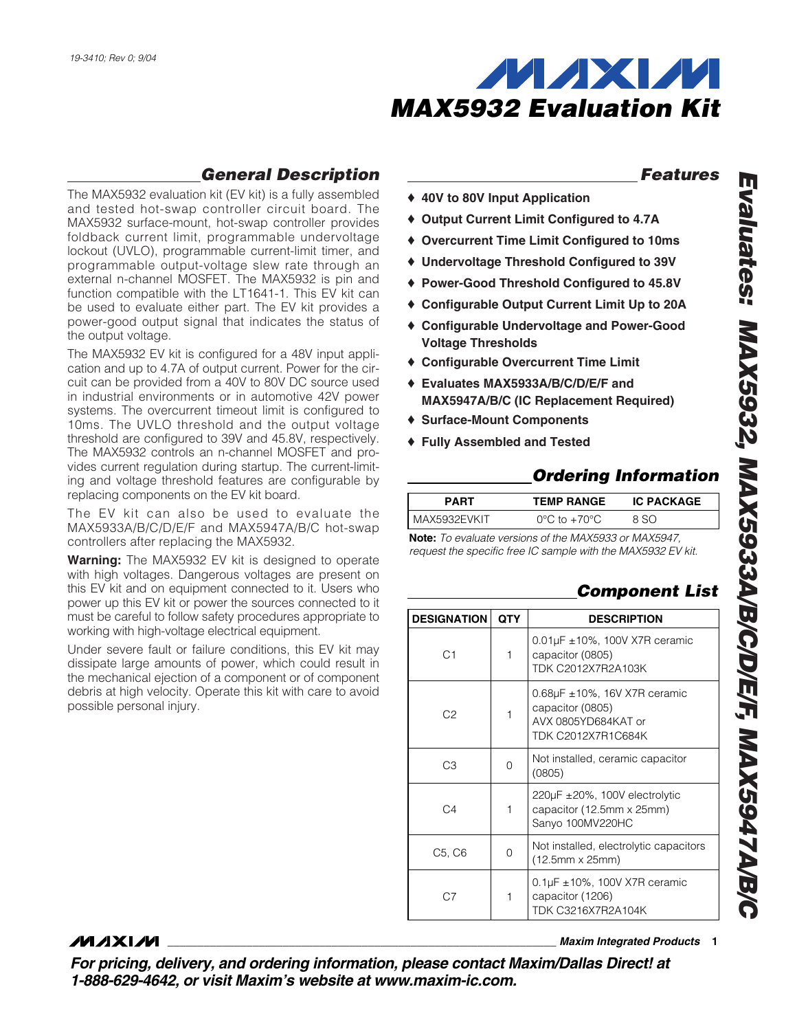19-3410; Rev 0; 9/04

# MAX5932 Evaluation Kit

## General Description

The MAX5932 evaluation kit (EV kit) is a fully assembled and tested hot-swap controller circuit board. The MAX5932 surface-mount, hot-swap controller provides foldback current limit, programmable undervoltage lockout (UVLO), programmable current-limit timer, and programmable output-voltage slew rate through an external n-channel MOSFET. The MAX5932 is pin and function compatible with the LT1641-1. This EV kit can be used to evaluate either part. The EV kit provides a power-good output signal that indicates the status of the output voltage.

The MAX5932 EV kit is configured for a 48V input application and up to 4.7A of output current. Power for the circuit can be provided from a 40V to 80V DC source used in industrial environments or in automotive 42V power systems. The overcurrent timeout limit is configured to 10ms. The UVLO threshold and the output voltage threshold are configured to 39V and 45.8V, respectively. The MAX5932 controls an n-channel MOSFET and provides current regulation during startup. The current-limiting and voltage threshold features are configurable by replacing components on the EV kit board.

The EV kit can also be used to evaluate the MAX5933A/B/C/D/E/F and MAX5947A/B/C hot-swap controllers after replacing the MAX5932.

**Warning:** The MAX5932 EV kit is designed to operate with high voltages. Dangerous voltages are present on this EV kit and on equipment connected to it. Users who power up this EV kit or power the sources connected to it must be careful to follow safety procedures appropriate to working with high-voltage electrical equipment.

Under severe fault or failure conditions, this EV kit may dissipate large amounts of power, which could result in the mechanical ejection of a component or of component debris at high velocity. Operate this kit with care to avoid possible personal injury.

## Features

- **40V to 80V Input Application**
- **Output Current Limit Configured to 4.7A**
- **Overcurrent Time Limit Configured to 10ms**
- **Undervoltage Threshold Configured to 39V**
- **Power-Good Threshold Configured to 45.8V**
- **Configurable Output Current Limit Up to 20A**
- **Configurable Undervoltage and Power-Good Voltage Thresholds**
- **Configurable Overcurrent Time Limit**
- **Evaluates MAX5933A/B/C/D/E/F and MAX5947A/B/C (IC Replacement Required)**
- **Surface-Mount Components**
- **Fully Assembled and Tested**

## Ordering Information

| PART | TEMP RANGE | IC PACKAGE |
|---|---|---|
| MAX5932EVKIT | 0°C to +70°C | 8 SO |

**Note:** *To evaluate versions of the MAX5933 or MAX5947, request the specific free IC sample with the MAX5932 EV kit.*

## Component List

| DESIGNATION | QTY | DESCRIPTION |
|---|---|---|
| C1 | 1 | 0.01µF ±10%, 100V X7R ceramic capacitor (0805) TDK C2012X7R2A103K |
| C2 | 1 | 0.68µF ±10%, 16V X7R ceramic capacitor (0805) AVX 0805YD684KAT or TDK C2012X7R1C684K |
| C3 | 0 | Not installed, ceramic capacitor (0805) |
| C4 | 1 | 220µF ±20%, 100V electrolytic capacitor (12.5mm x 25mm) Sanyo 100MV220HC |
| C5, C6 | 0 | Not installed, electrolytic capacitors (12.5mm x 25mm) |
| C7 | 1 | 0.1µF ±10%, 100V X7R ceramic capacitor (1206) TDK C3216X7R2A104K |

**For pricing, delivery, and ordering information, please contact Maxim/Dallas Direct! at 1-888-629-4642, or visit Maxim's website at www.maxim-ic.com.**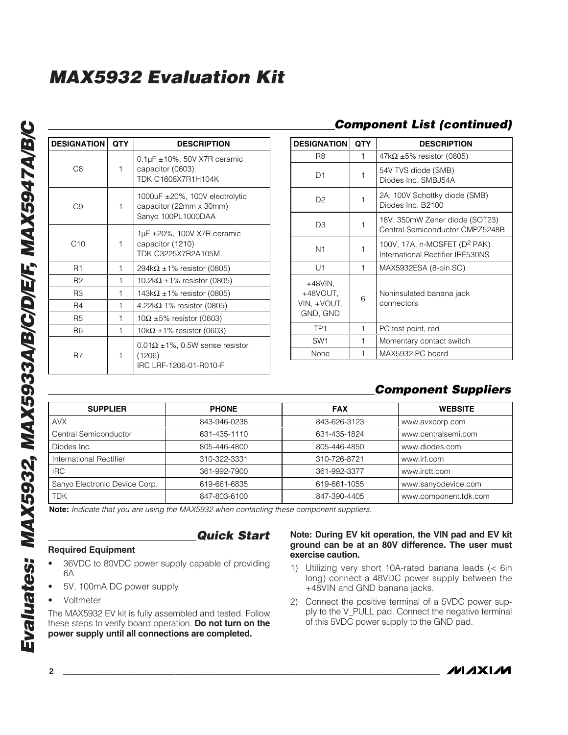## Component List (continued)

| DESIGNATION | QTY | DESCRIPTION |
|---|---|---|
| C8 | 1 | 0.1µF ±10%, 50V X7R ceramic capacitor (0603) TDK C1608X7R1H104K |
| C9 | 1 | 1000µF ±20%, 100V electrolytic capacitor (22mm x 30mm) Sanyo 100PL1000DAA |
| C10 | 1 | 1µF ±20%, 100V X7R ceramic capacitor (1210) TDK C3225X7R2A105M |
| R1 | 1 | 294kΩ ±1% resistor (0805) |
| R2 | 1 | 10.2kΩ ±1% resistor (0805) |
| R3 | 1 | 143kΩ ±1% resistor (0805) |
| R4 | 1 | 4.22kΩ 1% resistor (0805) |
| R5 | 1 | 10Ω ±5% resistor (0603) |
| R6 | 1 | 10kΩ ±1% resistor (0603) |
| R7 | 1 | 0.01Ω ±1%, 0.5W sense resistor (1206) IRC LRF-1206-01-R010-F |
| R8 | 1 | 47kΩ ±5% resistor (0805) |
| D1 | 1 | 54V TVS diode (SMB) Diodes Inc. SMBJ54A |
| D2 | 1 | 2A, 100V Schottky diode (SMB) Diodes Inc. B2100 |
| D3 | 1 | 18V, 350mW Zener diode (SOT23) Central Semiconductor CMPZ5248B |
| N1 | 1 | 100V, 17A, n-MOSFET ($D^2$ PAK) International Rectifier IRF530NS |
| U1 | 1 | MAX5932ESA (8-pin SO) |
| +48VIN, +48VOUT, VIN, +VOUT, GND, GND | 6 | Noninsulated banana jack connectors |
| TP1 | 1 | PC test point, red |
| SW1 | 1 | Momentary contact switch |
| None | 1 | MAX5932 PC board |

## Component Suppliers

| SUPPLIER | PHONE | FAX | WEBSITE |
|---|---|---|---|
| AVX | 843-946-0238 | 843-626-3123 | www.avxcorp.com |
| Central Semiconductor | 631-435-1110 | 631-435-1824 | www.centralsemi.com |
| Diodes Inc. | 805-446-4800 | 805-446-4850 | www.diodes.com |
| International Rectifier | 310-322-3331 | 310-726-8721 | www.irf.com |
| IRC | 361-992-7900 | 361-992-3377 | www.irctt.com |
| Sanyo Electronic Device Corp. | 619-661-6835 | 619-661-1055 | www.sanyodevice.com |
| TDK | 847-803-6100 | 847-390-4405 | www.component.tdk.com |

**Note:** *Indicate that you are using the MAX5932 when contacting these component suppliers.*

## Quick Start

### Required Equipment

- 36VDC to 80VDC power supply capable of providing 6A
- 5V, 100mA DC power supply
- Voltmeter

The MAX5932 EV kit is fully assembled and tested. Follow these steps to verify board operation. **Do not turn on the power supply until all connections are completed.**

**Note: During EV kit operation, the VIN pad and EV kit ground can be at an 80V difference. The user must exercise caution.**

1) Utilizing very short 10A-rated banana leads (< 6in long) connect a 48VDC power supply between the +48VIN and GND banana jacks.
2) Connect the positive terminal of a 5VDC power supply to the V_PULL pad. Connect the negative terminal of this 5VDC power supply to the GND pad.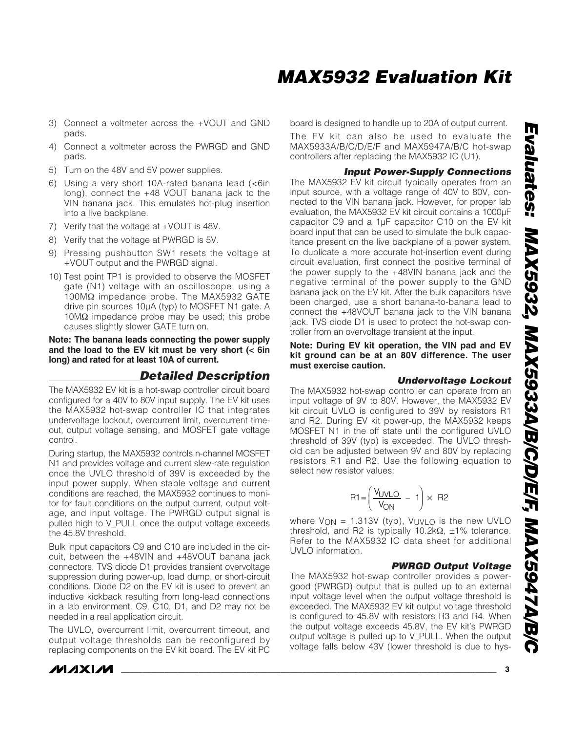3) Connect a voltmeter across the +VOUT and GND pads.
4) Connect a voltmeter across the PWRGD and GND pads.
5) Turn on the 48V and 5V power supplies.
6) Using a very short 10A-rated banana lead (<6in long), connect the +48 VOUT banana jack to the VIN banana jack. This emulates hot-plug insertion into a live backplane.
7) Verify that the voltage at +VOUT is 48V.
8) Verify that the voltage at PWRGD is 5V.
9) Pressing pushbutton SW1 resets the voltage at +VOUT output and the PWRGD signal.
10) Test point TP1 is provided to observe the MOSFET gate (N1) voltage with an oscilloscope, using a 100MΩ impedance probe. The MAX5932 GATE drive pin sources 10µA (typ) to MOSFET N1 gate. A 10MΩ impedance probe may be used; this probe causes slightly slower GATE turn on.

**Note: The banana leads connecting the power supply and the load to the EV kit must be very short (< 6in long) and rated for at least 10A of current.**

## Detailed Description

The MAX5932 EV kit is a hot-swap controller circuit board configured for a 40V to 80V input supply. The EV kit uses the MAX5932 hot-swap controller IC that integrates undervoltage lockout, overcurrent limit, overcurrent timeout, output voltage sensing, and MOSFET gate voltage control.

During startup, the MAX5932 controls n-channel MOSFET N1 and provides voltage and current slew-rate regulation once the UVLO threshold of 39V is exceeded by the input power supply. When stable voltage and current conditions are reached, the MAX5932 continues to monitor for fault conditions on the output current, output voltage, and input voltage. The PWRGD output signal is pulled high to V_PULL once the output voltage exceeds the 45.8V threshold.

Bulk input capacitors C9 and C10 are included in the circuit, between the +48VIN and +48VOUT banana jack connectors. TVS diode D1 provides transient overvoltage suppression during power-up, load dump, or short-circuit conditions. Diode D2 on the EV kit is used to prevent an inductive kickback resulting from long-lead connections in a lab environment. C9, C10, D1, and D2 may not be needed in a real application circuit.

The UVLO, overcurrent limit, overcurrent timeout, and output voltage thresholds can be reconfigured by replacing components on the EV kit board. The EV kit PC board is designed to handle up to 20A of output current.

The EV kit can also be used to evaluate the MAX5933A/B/C/D/E/F and MAX5947A/B/C hot-swap controllers after replacing the MAX5932 IC (U1).

### Input Power-Supply Connections

The MAX5932 EV kit circuit typically operates from an input source, with a voltage range of 40V to 80V, connected to the VIN banana jack. However, for proper lab evaluation, the MAX5932 EV kit circuit contains a 1000µF capacitor C9 and a 1µF capacitor C10 on the EV kit board input that can be used to simulate the bulk capacitance present on the live backplane of a power system. To duplicate a more accurate hot-insertion event during circuit evaluation, first connect the positive terminal of the power supply to the +48VIN banana jack and the negative terminal of the power supply to the GND banana jack on the EV kit. After the bulk capacitors have been charged, use a short banana-to-banana lead to connect the +48VOUT banana jack to the VIN banana jack. TVS diode D1 is used to protect the hot-swap controller from an overvoltage transient at the input.

**Note: During EV kit operation, the VIN pad and EV kit ground can be at an 80V difference. The user must exercise caution.**

### Undervoltage Lockout

The MAX5932 hot-swap controller can operate from an input voltage of 9V to 80V. However, the MAX5932 EV kit circuit UVLO is configured to 39V by resistors R1 and R2. During EV kit power-up, the MAX5932 keeps MOSFET N1 in the off state until the configured UVLO threshold of 39V (typ) is exceeded. The UVLO threshold can be adjusted between 9V and 80V by replacing resistors R1 and R2. Use the following equation to select new resistor values:

$$R1 = \left( \frac{V_{UVLO}}{V_{ON}} - 1 \right) \times R2$$

where $V_{ON}$ = 1.313V (typ), $V_{UVLO}$ is the new UVLO threshold, and R2 is typically 10.2kΩ, ±1% tolerance. Refer to the MAX5932 IC data sheet for additional UVLO information.

### PWRGD Output Voltage

The MAX5932 hot-swap controller provides a power-good (PWRGD) output that is pulled up to an external input voltage level when the output voltage threshold is exceeded. The MAX5932 EV kit output voltage threshold is configured to 45.8V with resistors R3 and R4. When the output voltage exceeds 45.8V, the EV kit's PWRGD output voltage is pulled up to V_PULL. When the output voltage falls below 43V (lower threshold is due to hys-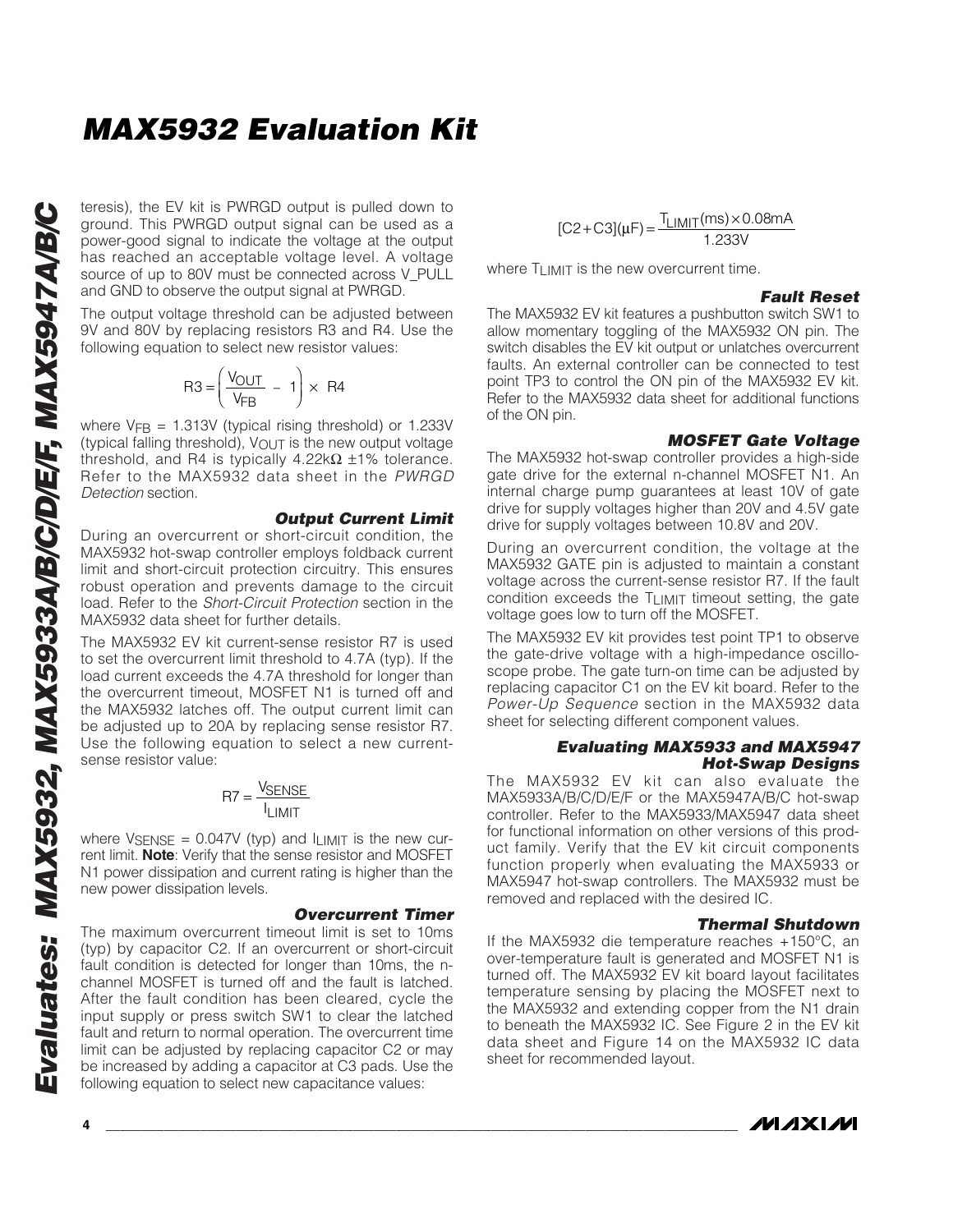teresis), the EV kit is PWRGD output is pulled down to ground. This PWRGD output signal can be used as a power-good signal to indicate the voltage at the output has reached an acceptable voltage level. A voltage source of up to 80V must be connected across V_PULL and GND to observe the output signal at PWRGD.

The output voltage threshold can be adjusted between 9V and 80V by replacing resistors R3 and R4. Use the following equation to select new resistor values:

$$R3 = \left( \frac{V_{OUT}}{V_{FB}} - 1 \right) \times R4$$

where $V_{FB}$ = 1.313V (typical rising threshold) or 1.233V (typical falling threshold), $V_{OUT}$ is the new output voltage threshold, and R4 is typically 4.22kΩ ±1% tolerance. Refer to the MAX5932 data sheet in the *PWRGD Detection* section.

### Output Current Limit

During an overcurrent or short-circuit condition, the MAX5932 hot-swap controller employs foldback current limit and short-circuit protection circuitry. This ensures robust operation and prevents damage to the circuit load. Refer to the *Short-Circuit Protection* section in the MAX5932 data sheet for further details.

The MAX5932 EV kit current-sense resistor R7 is used to set the overcurrent limit threshold to 4.7A (typ). If the load current exceeds the 4.7A threshold for longer than the overcurrent timeout, MOSFET N1 is turned off and the MAX5932 latches off. The output current limit can be adjusted up to 20A by replacing sense resistor R7. Use the following equation to select a new current-sense resistor value:

$$R7 = \frac{V_{SENSE}}{I_{LIMIT}}$$

where $V_{SENSE}$ = 0.047V (typ) and $I_{LIMIT}$ is the new current limit. **Note**: Verify that the sense resistor and MOSFET N1 power dissipation and current rating is higher than the new power dissipation levels.

### Overcurrent Timer

The maximum overcurrent timeout limit is set to 10ms (typ) by capacitor C2. If an overcurrent or short-circuit fault condition is detected for longer than 10ms, the n-channel MOSFET is turned off and the fault is latched. After the fault condition has been cleared, cycle the input supply or press switch SW1 to clear the latched fault and return to normal operation. The overcurrent time limit can be adjusted by replacing capacitor C2 or may be increased by adding a capacitor at C3 pads. Use the following equation to select new capacitance values:

$$[C2 + C3](\mu F) = \frac{T_{LIMIT}(ms) \times 0.08mA}{1.233V}$$

where $T_{LIMIT}$ is the new overcurrent time.

### Fault Reset

The MAX5932 EV kit features a pushbutton switch SW1 to allow momentary toggling of the MAX5932 ON pin. The switch disables the EV kit output or unlatches overcurrent faults. An external controller can be connected to test point TP3 to control the ON pin of the MAX5932 EV kit. Refer to the MAX5932 data sheet for additional functions of the ON pin.

### MOSFET Gate Voltage

The MAX5932 hot-swap controller provides a high-side gate drive for the external n-channel MOSFET N1. An internal charge pump guarantees at least 10V of gate drive for supply voltages higher than 20V and 4.5V gate drive for supply voltages between 10.8V and 20V.

During an overcurrent condition, the voltage at the MAX5932 GATE pin is adjusted to maintain a constant voltage across the current-sense resistor R7. If the fault condition exceeds the $T_{LIMIT}$ timeout setting, the gate voltage goes low to turn off the MOSFET.

The MAX5932 EV kit provides test point TP1 to observe the gate-drive voltage with a high-impedance oscilloscope probe. The gate turn-on time can be adjusted by replacing capacitor C1 on the EV kit board. Refer to the *Power-Up Sequence* section in the MAX5932 data sheet for selecting different component values.

### Evaluating MAX5933 and MAX5947 Hot-Swap Designs

The MAX5932 EV kit can also evaluate the MAX5933A/B/C/D/E/F or the MAX5947A/B/C hot-swap controller. Refer to the MAX5933/MAX5947 data sheet for functional information on other versions of this product family. Verify that the EV kit circuit components function properly when evaluating the MAX5933 or MAX5947 hot-swap controllers. The MAX5932 must be removed and replaced with the desired IC.

### Thermal Shutdown

If the MAX5932 die temperature reaches +150°C, an over-temperature fault is generated and MOSFET N1 is turned off. The MAX5932 EV kit board layout facilitates temperature sensing by placing the MOSFET next to the MAX5932 and extending copper from the N1 drain to beneath the MAX5932 IC. See Figure 2 in the EV kit data sheet and Figure 14 on the MAX5932 IC data sheet for recommended layout.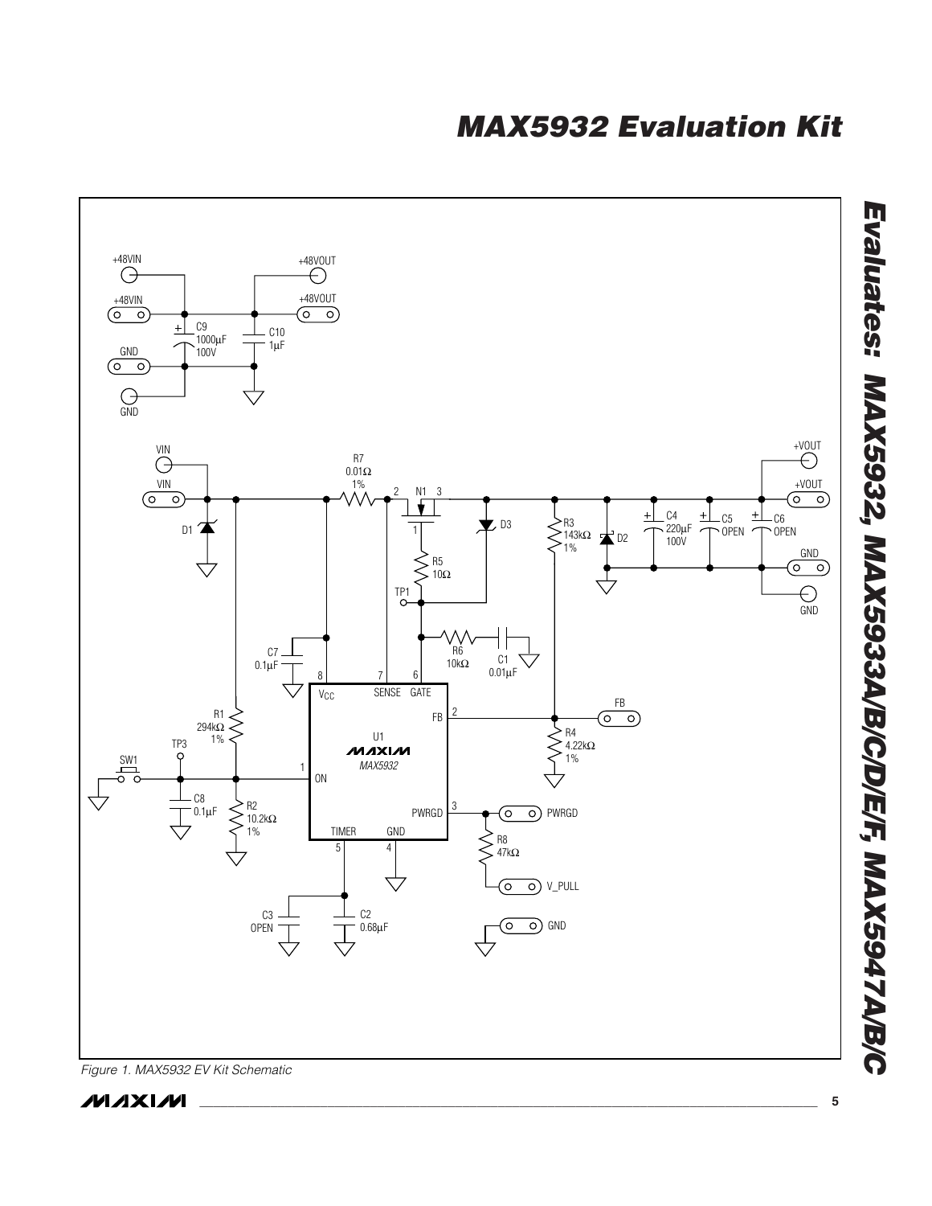Figure 1. MAX5932 EV Kit Schematic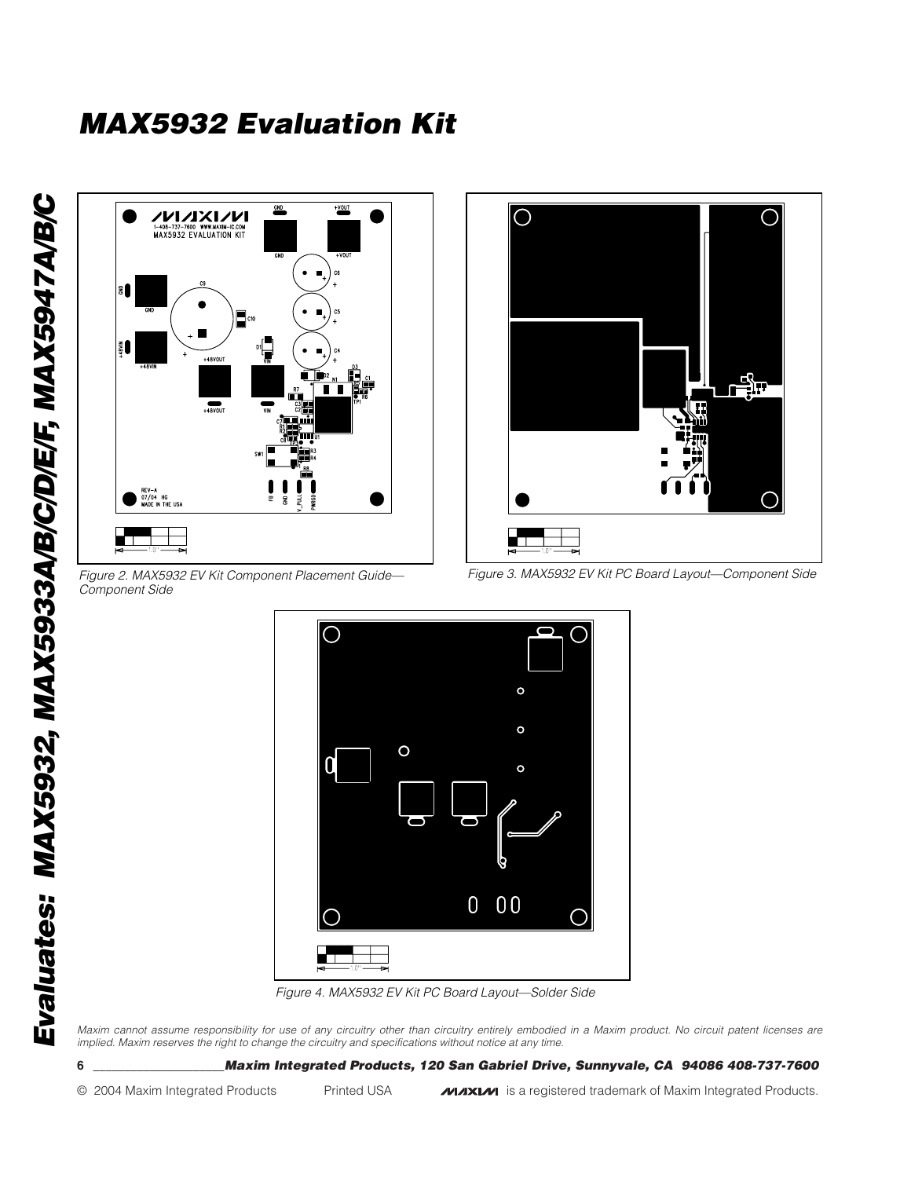# MAX5932 Evaluation Kit

Figure 2. MAX5932 EV Kit Component Placement Guide—Component Side

Figure 3. MAX5932 EV Kit PC Board Layout—Component Side

Figure 4. MAX5932 EV Kit PC Board Layout—Solder Side

*Maxim cannot assume responsibility for use of any circuitry other than circuitry entirely embodied in a Maxim product. No circuit patent licenses are implied. Maxim reserves the right to change the circuitry and specifications without notice at any time.*

**Maxim Integrated Products, 120 San Gabriel Drive, Sunnyvale, CA 94086 408-737-7600**

© 2004 Maxim Integrated Products Printed USA MAXIM is a registered trademark of Maxim Integrated Products.